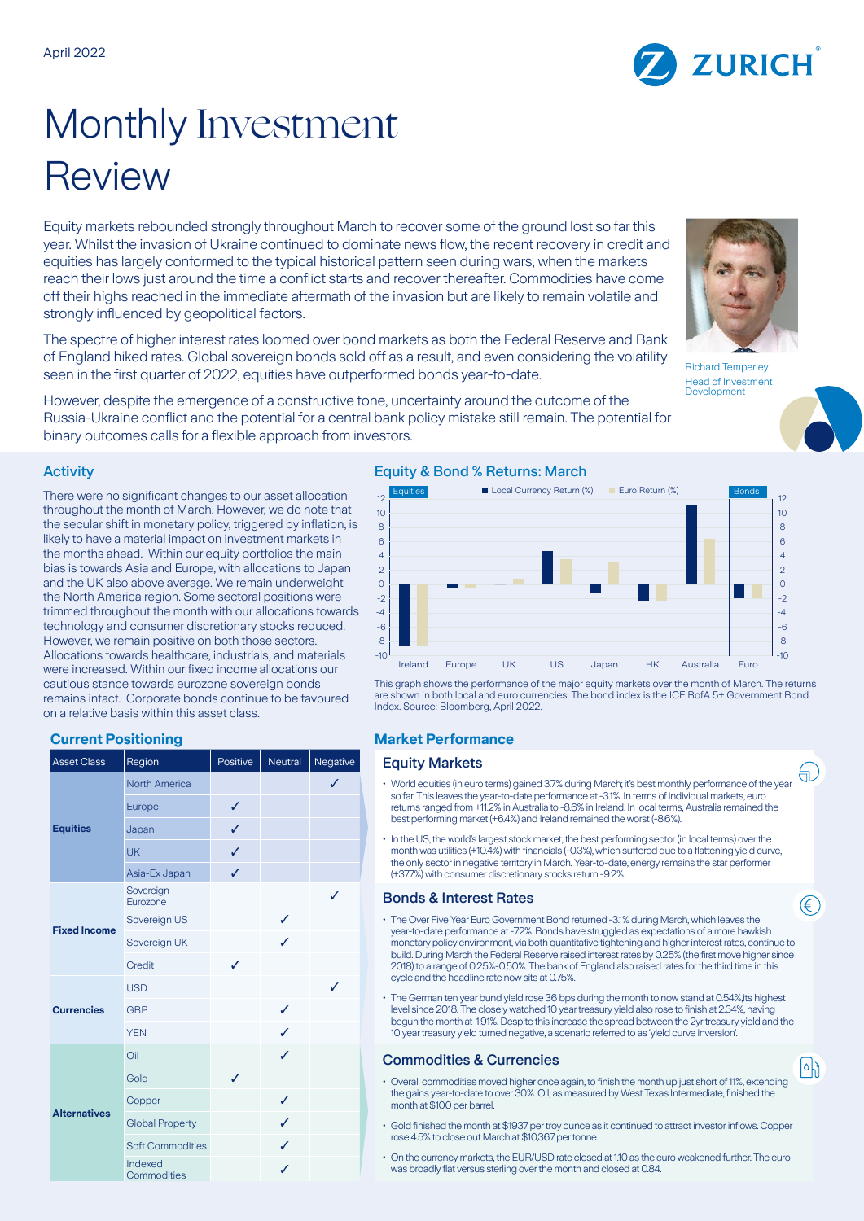April 2022

# Monthly Investment Review

Equity markets rebounded strongly throughout March to recover some of the ground lost so far this year. Whilst the invasion of Ukraine continued to dominate news flow, the recent recovery in credit and equities has largely conformed to the typical historical pattern seen during wars, when the markets reach their lows just around the time a conflict starts and recover thereafter. Commodities have come off their highs reached in the immediate aftermath of the invasion but are likely to remain volatile and strongly influenced by geopolitical factors.

The spectre of higher interest rates loomed over bond markets as both the Federal Reserve and Bank of England hiked rates. Global sovereign bonds sold off as a result, and even considering the volatility seen in the first quarter of 2022, equities have outperformed bonds year-to-date.

However, despite the emergence of a constructive tone, uncertainty around the outcome of the Russia-Ukraine conflict and the potential for a central bank policy mistake still remain. The potential for binary outcomes calls for a flexible approach from investors.

Richard Temperley
Head of Investment Development

## Activity

There were no significant changes to our asset allocation throughout the month of March. However, we do note that the secular shift in monetary policy, triggered by inflation, is likely to have a material impact on investment markets in the months ahead. Within our equity portfolios the main bias is towards Asia and Europe, with allocations to Japan and the UK also above average. We remain underweight the North America region. Some sectoral positions were trimmed throughout the month with our allocations towards technology and consumer discretionary stocks reduced. However, we remain positive on both those sectors. Allocations towards healthcare, industrials, and materials were increased. Within our fixed income allocations our cautious stance towards eurozone sovereign bonds remains intact. Corporate bonds continue to be favoured on a relative basis within this asset class.

## Current Positioning

| Asset Class | Region | Positive | Neutral | Negative |
|---|---|---|---|---|
| **Equities** | North America | | | ✓ |
| | Europe | ✓ | | |
| | Japan | ✓ | | |
| | UK | ✓ | | |
| | Asia-Ex Japan | ✓ | | |
| **Fixed Income** | Sovereign Eurozone | | | ✓ |
| | Sovereign US | | ✓ | |
| | Sovereign UK | | ✓ | |
| | Credit | ✓ | | |
| **Currencies** | USD | | | ✓ |
| | GBP | | ✓ | |
| | YEN | | ✓ | |
| **Alternatives** | Oil | | ✓ | |
| | Gold | ✓ | | |
| | Copper | | ✓ | |
| | Global Property | | ✓ | |
| | Soft Commodities | | ✓ | |
| | Indexed Commodities | | ✓ | |

## Equity & Bond % Returns: March

This graph shows the performance of the major equity markets over the month of March. The returns are shown in both local and euro currencies. The bond index is the ICE BofA 5+ Government Bond Index. Source: Bloomberg, April 2022.

## Market Performance

### Equity Markets

- World equities (in euro terms) gained 3.7% during March; it's best monthly performance of the year so far. This leaves the year-to-date performance at -3.1%. In terms of individual markets, euro returns ranged from +11.2% in Australia to -8.6% in Ireland. In local terms, Australia remained the best performing market (+6.4%) and Ireland remained the worst (-8.6%).
- In the US, the world's largest stock market, the best performing sector (in local terms) over the month was utilities (+10.4%) with financials (-0.3%), which suffered due to a flattening yield curve, the only sector in negative territory in March. Year-to-date, energy remains the star performer (+37.7%) with consumer discretionary stocks return -9.2%.

### Bonds & Interest Rates

- The Over Five Year Euro Government Bond returned -3.1% during March, which leaves the year-to-date performance at -7.2%. Bonds have struggled as expectations of a more hawkish monetary policy environment, via both quantitative tightening and higher interest rates, continue to build. During March the Federal Reserve raised interest rates by 0.25% (the first move higher since 2018) to a range of 0.25%-0.50%. The bank of England also raised rates for the third time in this cycle and the headline rate now sits at 0.75%.
- The German ten year bund yield rose 36 bps during the month to now stand at 0.54%,its highest level since 2018. The closely watched 10 year treasury yield also rose to finish at 2.34%, having begun the month at 1.91%. Despite this increase the spread between the 2yr treasury yield and the 10 year treasury yield turned negative, a scenario referred to as 'yield curve inversion'.

### Commodities & Currencies

- Overall commodities moved higher once again, to finish the month up just short of 11%, extending the gains year-to-date to over 30%. Oil, as measured by West Texas Intermediate, finished the month at $100 per barrel.
- Gold finished the month at $1937 per troy ounce as it continued to attract investor inflows. Copper rose 4.5% to close out March at $10,367 per tonne.
- On the currency markets, the EUR/USD rate closed at 1.10 as the euro weakened further. The euro was broadly flat versus sterling over the month and closed at 0.84.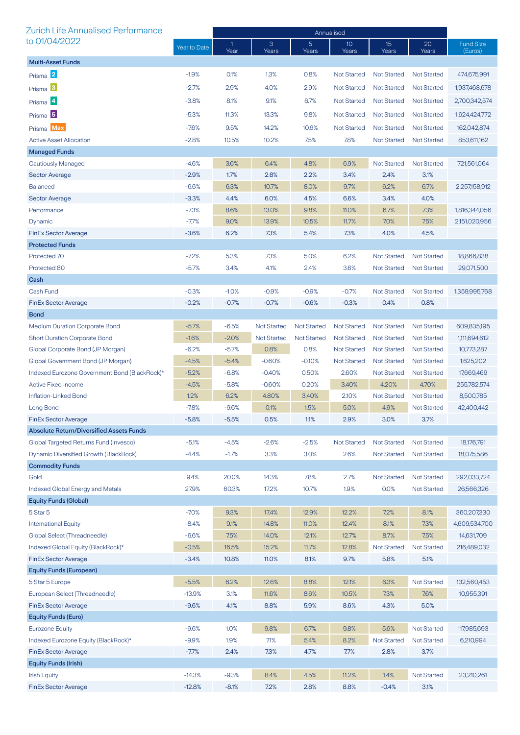## Zurich Life Annualised Performance to 01/04/2022

| | Year to Date | Annualised 1 Year | 3 Years | 5 Years | 10 Years | 15 Years | 20 Years | Fund Size (Euros) |
|---|---|---|---|---|---|---|---|---|
| **Multi-Asset Funds** | | | | | | | | |
| Prisma 2 | -1.9% | 0.1% | 1.3% | 0.8% | Not Started | Not Started | Not Started | 474,675,991 |
| Prisma 3 | -2.7% | 2.9% | 4.0% | 2.9% | Not Started | Not Started | Not Started | 1,937,468,678 |
| Prisma 4 | -3.8% | 8.1% | 9.1% | 6.7% | Not Started | Not Started | Not Started | 2,700,342,574 |
| Prisma 5 | -5.3% | 11.3% | 13.3% | 9.8% | Not Started | Not Started | Not Started | 1,624,424,772 |
| Prisma Max | -7.6% | 9.5% | 14.2% | 10.6% | Not Started | Not Started | Not Started | 162,042,874 |
| Active Asset Allocation | -2.8% | 10.5% | 10.2% | 7.5% | 7.8% | Not Started | Not Started | 853,611,162 |
| **Managed Funds** | | | | | | | | |
| Cautiously Managed | -4.6% | 3.6% | 6.4% | 4.8% | 6.9% | Not Started | Not Started | 721,561,064 |
| Sector Average | -2.9% | 1.7% | 2.8% | 2.2% | 3.4% | 2.4% | 3.1% | |
| Balanced | -6.6% | 6.3% | 10.7% | 8.0% | 9.7% | 6.2% | 6.7% | 2,257,158,912 |
| Sector Average | -3.3% | 4.4% | 6.0% | 4.5% | 6.6% | 3.4% | 4.0% | |
| Performance | -7.3% | 8.6% | 13.0% | 9.8% | 11.0% | 6.7% | 7.3% | 1,816,344,056 |
| Dynamic | -7.7% | 9.0% | 13.9% | 10.5% | 11.7% | 7.0% | 7.5% | 2,151,020,956 |
| FinEx Sector Average | -3.6% | 6.2% | 7.3% | 5.4% | 7.3% | 4.0% | 4.5% | |
| **Protected Funds** | | | | | | | | |
| Protected 70 | -7.2% | 5.3% | 7.3% | 5.0% | 6.2% | Not Started | Not Started | 18,866,838 |
| Protected 80 | -5.7% | 3.4% | 4.1% | 2.4% | 3.6% | Not Started | Not Started | 29,071,500 |
| **Cash** | | | | | | | | |
| Cash Fund | -0.3% | -1.0% | -0.9% | -0.9% | -0.7% | Not Started | Not Started | 1,359,995,768 |
| FinEx Sector Average | -0.2% | -0.7% | -0.7% | -0.6% | -0.3% | 0.4% | 0.8% | |
| **Bond** | | | | | | | | |
| Medium Duration Corporate Bond | -5.7% | -6.5% | Not Started | Not Started | Not Started | Not Started | Not Started | 609,835,195 |
| Short Duration Corporate Bond | -1.6% | -2.0% | Not Started | Not Started | Not Started | Not Started | Not Started | 1,111,694,612 |
| Global Corporate Bond (JP Morgan) | -6.2% | -5.7% | 0.8% | 0.8% | Not Started | Not Started | Not Started | 10,773,287 |
| Global Government Bond (JP Morgan) | -4.5% | -5.4% | -0.60% | -0.10% | Not Started | Not Started | Not Started | 1,625,202 |
| Indexed Eurozone Government Bond (BlackRock)* | -5.2% | -6.8% | -0.40% | 0.50% | 2.60% | Not Started | Not Started | 17,669,469 |
| Active Fixed Income | -4.5% | -5.8% | -0.60% | 0.20% | 3.40% | 4.20% | 4.70% | 255,782,574 |
| Inflation-Linked Bond | 1.2% | 6.2% | 4.80% | 3.40% | 2.10% | Not Started | Not Started | 8,500,785 |
| Long Bond | -7.8% | -9.6% | 0.1% | 1.5% | 5.0% | 4.9% | Not Started | 42,400,442 |
| FinEx Sector Average | -5.8% | -5.5% | 0.5% | 1.1% | 2.9% | 3.0% | 3.7% | |
| **Absolute Return/Diversified Assets Funds** | | | | | | | | |
| Global Targeted Returns Fund (Invesco) | -5.1% | -4.5% | -2.6% | -2.5% | Not Started | Not Started | Not Started | 18,176,791 |
| Dynamic Diversified Growth (BlackRock) | -4.4% | -1.7% | 3.3% | 3.0% | 2.6% | Not Started | Not Started | 18,075,586 |
| **Commodity Funds** | | | | | | | | |
| Gold | 9.4% | 20.0% | 14.3% | 7.8% | 2.7% | Not Started | Not Started | 292,033,724 |
| Indexed Global Energy and Metals | 27.9% | 60.3% | 17.2% | 10.7% | 1.9% | 0.0% | Not Started | 26,566,326 |
| **Equity Funds (Global)** | | | | | | | | |
| 5 Star 5 | -7.0% | 9.3% | 17.4% | 12.9% | 12.2% | 7.2% | 8.1% | 360,207,330 |
| International Equity | -8.4% | 9.1% | 14.8% | 11.0% | 12.4% | 8.1% | 7.3% | 4,609,534,700 |
| Global Select (Threadneedle) | -6.6% | 7.5% | 14.0% | 12.1% | 12.7% | 8.7% | 7.5% | 14,631,709 |
| Indexed Global Equity (BlackRock)* | -0.5% | 16.5% | 15.2% | 11.7% | 12.8% | Not Started | Not Started | 216,489,032 |
| FinEx Sector Average | -3.4% | 10.8% | 11.0% | 8.1% | 9.7% | 5.8% | 5.1% | |
| **Equity Funds (European)** | | | | | | | | |
| 5 Star 5 Europe | -5.5% | 6.2% | 12.6% | 8.8% | 12.1% | 6.3% | Not Started | 132,560,453 |
| European Select (Threadneedle) | -13.9% | 3.1% | 11.6% | 8.6% | 10.5% | 7.3% | 7.6% | 10,955,391 |
| FinEx Sector Average | -9.6% | 4.1% | 8.8% | 5.9% | 8.6% | 4.3% | 5.0% | |
| **Equity Funds (Euro)** | | | | | | | | |
| Eurozone Equity | -9.6% | 1.0% | 9.8% | 6.7% | 9.8% | 5.6% | Not Started | 117,985,693 |
| Indexed Eurozone Equity (BlackRock)* | -9.9% | 1.9% | 7.1% | 5.4% | 8.2% | Not Started | Not Started | 6,210,994 |
| FinEx Sector Average | -7.7% | 2.4% | 7.3% | 4.7% | 7.7% | 2.8% | 3.7% | |
| **Equity Funds (Irish)** | | | | | | | | |
| Irish Equity | -14.3% | -9.3% | 8.4% | 4.5% | 11.2% | 1.4% | Not Started | 23,210,261 |
| FinEx Sector Average | -12.8% | -8.1% | 7.2% | 2.8% | 8.8% | -0.4% | 3.1% | |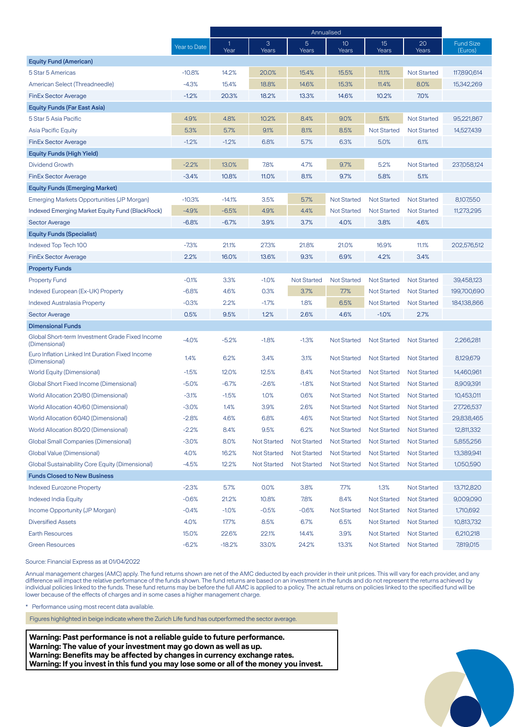| | Year to Date | Annualised | | | | | | Fund Size (Euros) |
|---|---|---|---|---|---|---|---|---|
| | | 1 Year | 3 Years | 5 Years | 10 Years | 15 Years | 20 Years | |
| **Equity Fund (American)** | | | | | | | | |
| 5 Star 5 Americas | -10.8% | 14.2% | 20.0% | 15.4% | 15.5% | 11.1% | Not Started | 117,890,614 |
| American Select (Threadneedle) | -4.3% | 15.4% | 18.8% | 14.6% | 15.3% | 11.4% | 8.0% | 15,342,269 |
| FinEx Sector Average | -1.2% | 20.3% | 18.2% | 13.3% | 14.6% | 10.2% | 7.0% | |
| **Equity Funds (Far East Asia)** | | | | | | | | |
| 5 Star 5 Asia Pacific | 4.9% | 4.8% | 10.2% | 8.4% | 9.0% | 5.1% | Not Started | 95,221,867 |
| Asia Pacific Equity | 5.3% | 5.7% | 9.1% | 8.1% | 8.5% | Not Started | Not Started | 14,527,439 |
| FinEx Sector Average | -1.2% | -1.2% | 6.8% | 5.7% | 6.3% | 5.0% | 6.1% | |
| **Equity Funds (High Yield)** | | | | | | | | |
| Dividend Growth | -2.2% | 13.0% | 7.8% | 4.7% | 9.7% | 5.2% | Not Started | 237,058,124 |
| FinEx Sector Average | -3.4% | 10.8% | 11.0% | 8.1% | 9.7% | 5.8% | 5.1% | |
| **Equity Funds (Emerging Market)** | | | | | | | | |
| Emerging Markets Opportunities (JP Morgan) | -10.3% | -14.1% | 3.5% | 5.7% | Not Started | Not Started | Not Started | 8,107,550 |
| Indexed Emerging Market Equity Fund (BlackRock) | -4.9% | -6.5% | 4.9% | 4.4% | Not Started | Not Started | Not Started | 11,273,295 |
| Sector Average | -6.8% | -6.7% | 3.9% | 3.7% | 4.0% | 3.8% | 4.6% | |
| **Equity Funds (Specialist)** | | | | | | | | |
| Indexed Top Tech 100 | -7.3% | 21.1% | 27.3% | 21.8% | 21.0% | 16.9% | 11.1% | 202,576,512 |
| FinEx Sector Average | 2.2% | 16.0% | 13.6% | 9.3% | 6.9% | 4.2% | 3.4% | |
| **Property Funds** | | | | | | | | |
| Property Fund | -0.1% | 3.3% | -1.0% | Not Started | Not Started | Not Started | Not Started | 39,458,123 |
| Indexed European (Ex-UK) Property | -6.8% | 4.6% | 0.3% | 3.7% | 7.7% | Not Started | Not Started | 199,700,690 |
| Indexed Australasia Property | -0.3% | 2.2% | -1.7% | 1.8% | 6.5% | Not Started | Not Started | 184,138,866 |
| Sector Average | 0.5% | 9.5% | 1.2% | 2.6% | 4.6% | -1.0% | 2.7% | |
| **Dimensional Funds** | | | | | | | | |
| Global Short-term Investment Grade Fixed Income (Dimensional) | -4.0% | -5.2% | -1.8% | -1.3% | Not Started | Not Started | Not Started | 2,266,281 |
| Euro Inflation Linked Int Duration Fixed Income (Dimensional) | 1.4% | 6.2% | 3.4% | 3.1% | Not Started | Not Started | Not Started | 8,129,679 |
| World Equity (Dimensional) | -1.5% | 12.0% | 12.5% | 8.4% | Not Started | Not Started | Not Started | 14,460,961 |
| Global Short Fixed Income (Dimensional) | -5.0% | -6.7% | -2.6% | -1.8% | Not Started | Not Started | Not Started | 8,909,391 |
| World Allocation 20/80 (Dimensional) | -3.1% | -1.5% | 1.0% | 0.6% | Not Started | Not Started | Not Started | 10,453,011 |
| World Allocation 40/60 (Dimensional) | -3.0% | 1.4% | 3.9% | 2.6% | Not Started | Not Started | Not Started | 27,726,537 |
| World Allocation 60/40 (Dimensional) | -2.8% | 4.6% | 6.8% | 4.6% | Not Started | Not Started | Not Started | 29,838,465 |
| World Allocation 80/20 (Dimensional) | -2.2% | 8.4% | 9.5% | 6.2% | Not Started | Not Started | Not Started | 12,811,332 |
| Global Small Companies (Dimensional) | -3.0% | 8.0% | Not Started | Not Started | Not Started | Not Started | Not Started | 5,855,256 |
| Global Value (Dimensional) | 4.0% | 16.2% | Not Started | Not Started | Not Started | Not Started | Not Started | 13,389,941 |
| Global Sustainability Core Equity (Dimensional) | -4.5% | 12.2% | Not Started | Not Started | Not Started | Not Started | Not Started | 1,050,590 |
| **Funds Closed to New Business** | | | | | | | | |
| Indexed Eurozone Property | -2.3% | 5.7% | 0.0% | 3.8% | 7.7% | 1.3% | Not Started | 13,712,820 |
| Indexed India Equity | -0.6% | 21.2% | 10.8% | 7.8% | 8.4% | Not Started | Not Started | 9,009,090 |
| Income Opportunity (JP Morgan) | -0.4% | -1.0% | -0.5% | -0.6% | Not Started | Not Started | Not Started | 1,710,692 |
| Diversified Assets | 4.0% | 17.7% | 8.5% | 6.7% | 6.5% | Not Started | Not Started | 10,813,732 |
| Earth Resources | 15.0% | 22.6% | 22.1% | 14.4% | 3.9% | Not Started | Not Started | 6,210,218 |
| Green Resources | -6.2% | -18.2% | 33.0% | 24.2% | 13.3% | Not Started | Not Started | 7,819,015 |

Source: Financial Express as at 01/04/2022

Annual management charges (AMC) apply. The fund returns shown are net of the AMC deducted by each provider in their unit prices. This will vary for each provider, and any difference will impact the relative performance of the funds shown. The fund returns are based on an investment in the funds and do not represent the returns achieved by individual policies linked to the funds. These fund returns may be before the full AMC is applied to a policy. The actual returns on policies linked to the specified fund will be lower because of the effects of charges and in some cases a higher management charge.

* Performance using most recent data available.

Figures highlighted in beige indicate where the Zurich Life fund has outperformed the sector average.

**Warning: Past performance is not a reliable guide to future performance.**
**Warning: The value of your investment may go down as well as up.**
**Warning: Benefits may be affected by changes in currency exchange rates.**
**Warning: If you invest in this fund you may lose some or all of the money you invest.**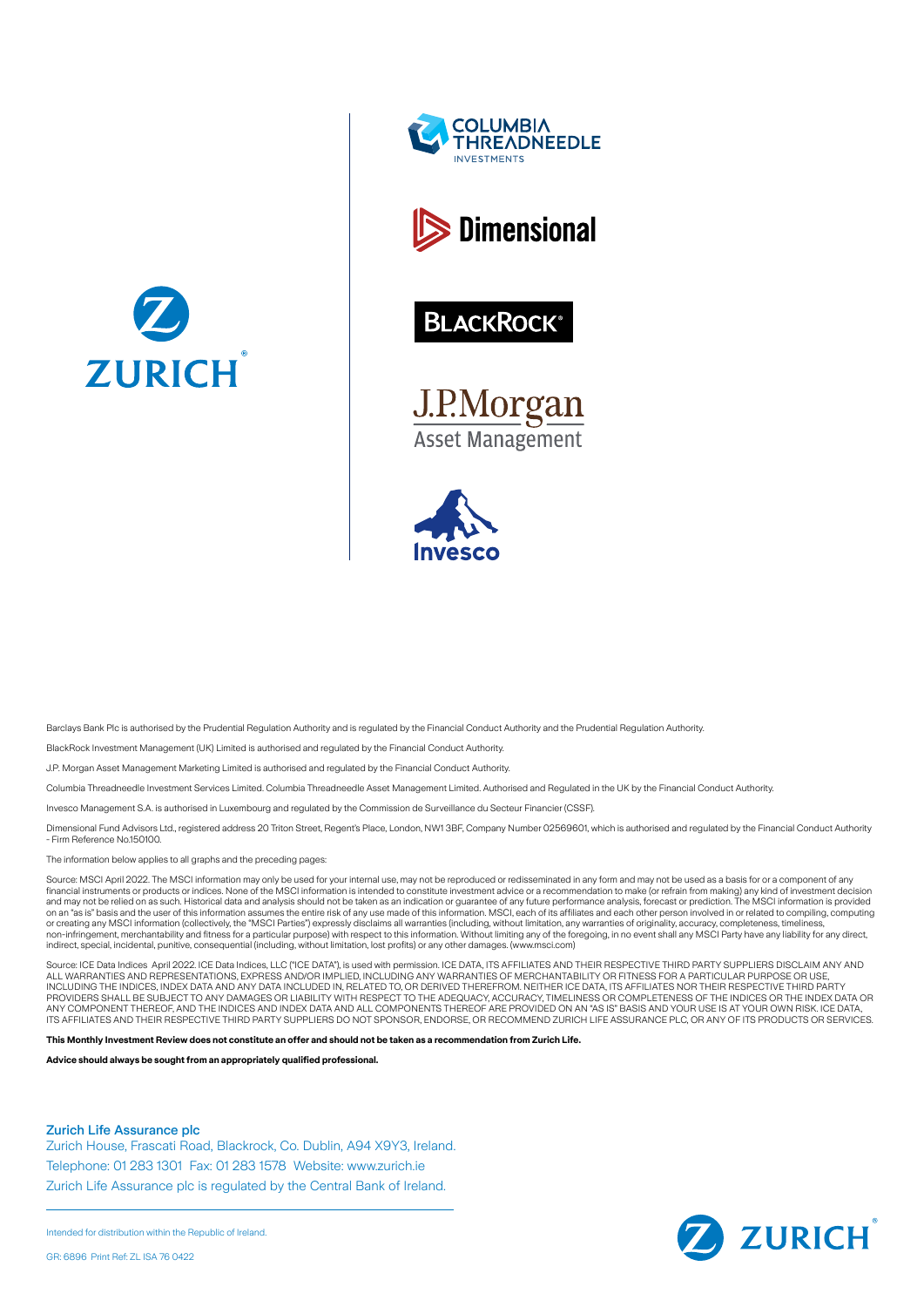Barclays Bank Plc is authorised by the Prudential Regulation Authority and is regulated by the Financial Conduct Authority and the Prudential Regulation Authority.

BlackRock Investment Management (UK) Limited is authorised and regulated by the Financial Conduct Authority.

J.P. Morgan Asset Management Marketing Limited is authorised and regulated by the Financial Conduct Authority.

Columbia Threadneedle Investment Services Limited. Columbia Threadneedle Asset Management Limited. Authorised and Regulated in the UK by the Financial Conduct Authority.

Invesco Management S.A. is authorised in Luxembourg and regulated by the Commission de Surveillance du Secteur Financier (CSSF).

Dimensional Fund Advisors Ltd., registered address 20 Triton Street, Regent's Place, London, NW1 3BF, Company Number 02569601, which is authorised and regulated by the Financial Conduct Authority - Firm Reference No.150100.

The information below applies to all graphs and the preceding pages:

Source: MSCI April 2022. The MSCI information may only be used for your internal use, may not be reproduced or redisseminated in any form and may not be used as a basis for or a component of any financial instruments or products or indices. None of the MSCI information is intended to constitute investment advice or a recommendation to make (or refrain from making) any kind of investment decision and may not be relied on as such. Historical data and analysis should not be taken as an indication or guarantee of any future performance analysis, forecast or prediction. The MSCI information is provided on an "as is" basis and the user of this information assumes the entire risk of any use made of this information. MSCI, each of its affiliates and each other person involved in or related to compiling, computing or creating any MSCI information (collectively, the "MSCI Parties") expressly disclaims all warranties (including, without limitation, any warranties of originality, accuracy, completeness, timeliness, non-infringement, merchantability and fitness for a particular purpose) with respect to this information. Without limiting any of the foregoing, in no event shall any MSCI Party have any liability for any direct, indirect, special, incidental, punitive, consequential (including, without limitation, lost profits) or any other damages. (www.msci.com)

Source: ICE Data Indices April 2022. ICE Data Indices, LLC ("ICE DATA"), is used with permission. ICE DATA, ITS AFFILIATES AND THEIR RESPECTIVE THIRD PARTY SUPPLIERS DISCLAIM ANY AND ALL WARRANTIES AND REPRESENTATIONS, EXPRESS AND/OR IMPLIED, INCLUDING ANY WARRANTIES OF MERCHANTABILITY OR FITNESS FOR A PARTICULAR PURPOSE OR USE, INCLUDING THE INDICES, INDEX DATA AND ANY DATA INCLUDED IN, RELATED TO, OR DERIVED THEREFROM. NEITHER ICE DATA, ITS AFFILIATES NOR THEIR RESPECTIVE THIRD PARTY PROVIDERS SHALL BE SUBJECT TO ANY DAMAGES OR LIABILITY WITH RESPECT TO THE ADEQUACY, ACCURACY, TIMELINESS OR COMPLETENESS OF THE INDICES OR THE INDEX DATA OR ANY COMPONENT THEREOF, AND THE INDICES AND INDEX DATA AND ALL COMPONENTS THEREOF ARE PROVIDED ON AN "AS IS" BASIS AND YOUR USE IS AT YOUR OWN RISK. ICE DATA, ITS AFFILIATES AND THEIR RESPECTIVE THIRD PARTY SUPPLIERS DO NOT SPONSOR, ENDORSE, OR RECOMMEND ZURICH LIFE ASSURANCE PLC, OR ANY OF ITS PRODUCTS OR SERVICES.

**This Monthly Investment Review does not constitute an offer and should not be taken as a recommendation from Zurich Life.**

**Advice should always be sought from an appropriately qualified professional.**

**Zurich Life Assurance plc**
Zurich House, Frascati Road, Blackrock, Co. Dublin, A94 X9Y3, Ireland.
Telephone: 01 283 1301 Fax: 01 283 1578 Website: www.zurich.ie
Zurich Life Assurance plc is regulated by the Central Bank of Ireland.

Intended for distribution within the Republic of Ireland.

GR: 6896 Print Ref: ZL ISA 76 0422